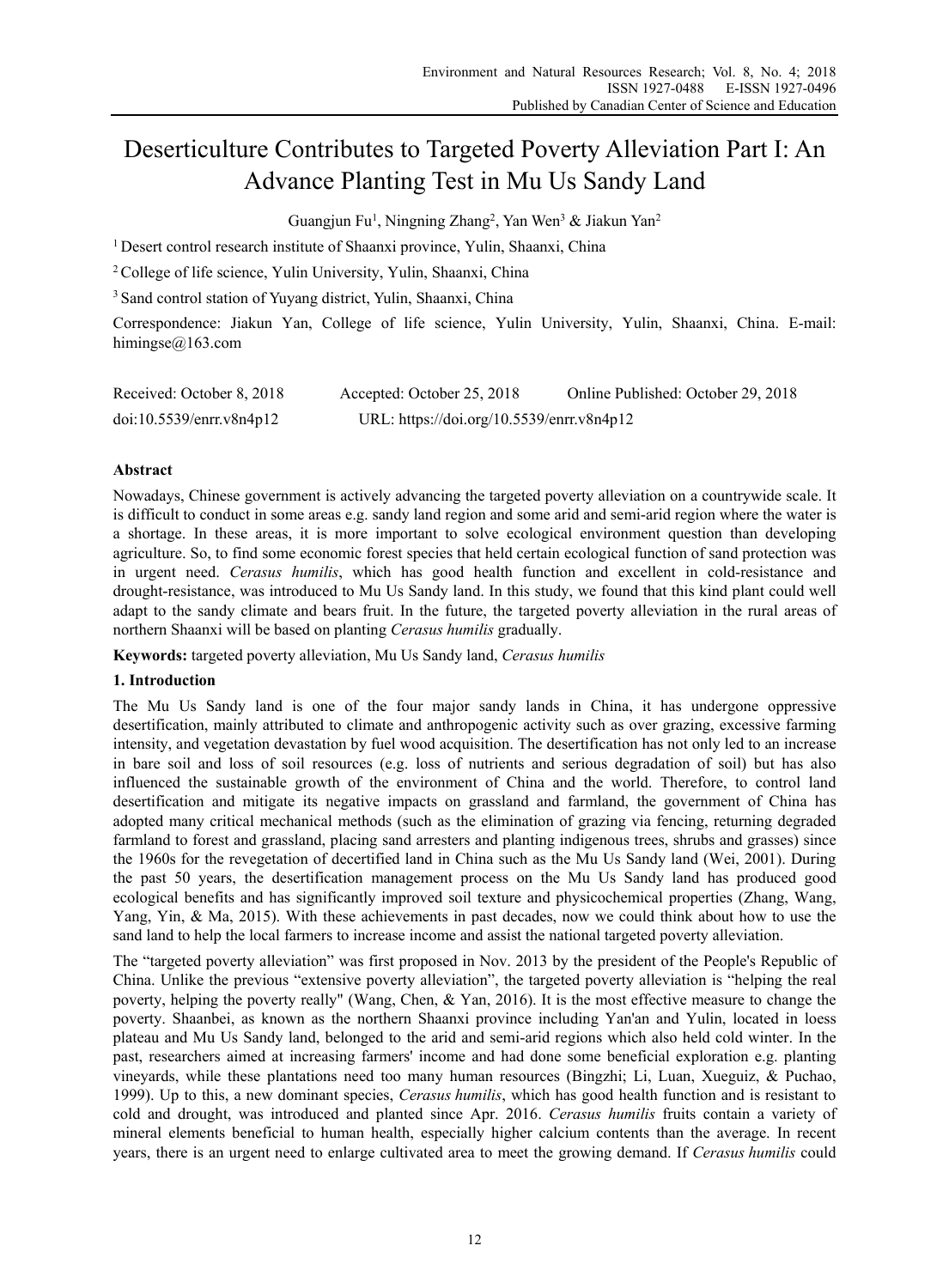# Deserticulture Contributes to Targeted Poverty Alleviation Part I: An Advance Planting Test in Mu Us Sandy Land

Guangjun Fu[1], Ningning Zhang[2], Yan Wen[3] & Jiakun Yan[2]

[1] Desert control research institute of Shaanxi province, Yulin, Shaanxi, China

[2] College of life science, Yulin University, Yulin, Shaanxi, China

[3] Sand control station of Yuyang district, Yulin, Shaanxi, China

Correspondence: Jiakun Yan, College of life science, Yulin University, Yulin, Shaanxi, China. E-mail: himingse@163.com

Received: October 8, 2018  Accepted: October 25, 2018  Online Published: October 29, 2018

doi:10.5539/enrr.v8n4p12  URL: https://doi.org/10.5539/enrr.v8n4p12

## Abstract

Nowadays, Chinese government is actively advancing the targeted poverty alleviation on a countrywide scale. It is difficult to conduct in some areas e.g. sandy land region and some arid and semi-arid region where the water is a shortage. In these areas, it is more important to solve ecological environment question than developing agriculture. So, to find some economic forest species that held certain ecological function of sand protection was in urgent need. *Cerasus humilis*, which has good health function and excellent in cold-resistance and drought-resistance, was introduced to Mu Us Sandy land. In this study, we found that this kind plant could well adapt to the sandy climate and bears fruit. In the future, the targeted poverty alleviation in the rural areas of northern Shaanxi will be based on planting *Cerasus humilis* gradually.

**Keywords:** targeted poverty alleviation, Mu Us Sandy land, *Cerasus humilis*

## 1. Introduction

The Mu Us Sandy land is one of the four major sandy lands in China, it has undergone oppressive desertification, mainly attributed to climate and anthropogenic activity such as over grazing, excessive farming intensity, and vegetation devastation by fuel wood acquisition. The desertification has not only led to an increase in bare soil and loss of soil resources (e.g. loss of nutrients and serious degradation of soil) but has also influenced the sustainable growth of the environment of China and the world. Therefore, to control land desertification and mitigate its negative impacts on grassland and farmland, the government of China has adopted many critical mechanical methods (such as the elimination of grazing via fencing, returning degraded farmland to forest and grassland, placing sand arresters and planting indigenous trees, shrubs and grasses) since the 1960s for the revegetation of decertified land in China such as the Mu Us Sandy land (Wei, 2001). During the past 50 years, the desertification management process on the Mu Us Sandy land has produced good ecological benefits and has significantly improved soil texture and physicochemical properties (Zhang, Wang, Yang, Yin, & Ma, 2015). With these achievements in past decades, now we could think about how to use the sand land to help the local farmers to increase income and assist the national targeted poverty alleviation.

The "targeted poverty alleviation" was first proposed in Nov. 2013 by the president of the People's Republic of China. Unlike the previous "extensive poverty alleviation", the targeted poverty alleviation is "helping the real poverty, helping the poverty really" (Wang, Chen, & Yan, 2016). It is the most effective measure to change the poverty. Shaanbei, as known as the northern Shaanxi province including Yan'an and Yulin, located in loess plateau and Mu Us Sandy land, belonged to the arid and semi-arid regions which also held cold winter. In the past, researchers aimed at increasing farmers' income and had done some beneficial exploration e.g. planting vineyards, while these plantations need too many human resources (Bingzhi; Li, Luan, Xueguiz, & Puchao, 1999). Up to this, a new dominant species, *Cerasus humilis*, which has good health function and is resistant to cold and drought, was introduced and planted since Apr. 2016. *Cerasus humilis* fruits contain a variety of mineral elements beneficial to human health, especially higher calcium contents than the average. In recent years, there is an urgent need to enlarge cultivated area to meet the growing demand. If *Cerasus humilis* could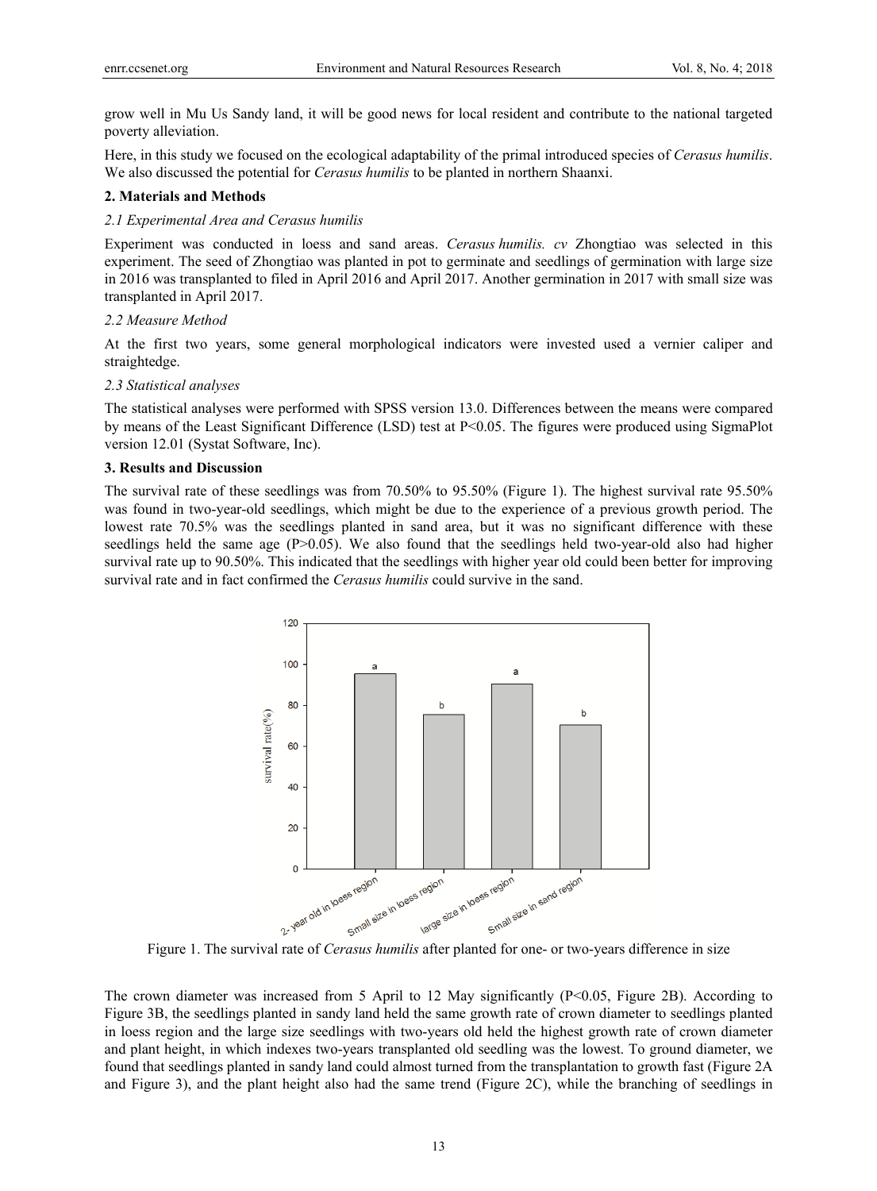grow well in Mu Us Sandy land, it will be good news for local resident and contribute to the national targeted poverty alleviation.

Here, in this study we focused on the ecological adaptability of the primal introduced species of *Cerasus humilis*. We also discussed the potential for *Cerasus humilis* to be planted in northern Shaanxi.

## 2. Materials and Methods

### *2.1 Experimental Area and Cerasus humilis*

Experiment was conducted in loess and sand areas. *Cerasus humilis. cv* Zhongtiao was selected in this experiment. The seed of Zhongtiao was planted in pot to germinate and seedlings of germination with large size in 2016 was transplanted to filed in April 2016 and April 2017. Another germination in 2017 with small size was transplanted in April 2017.

### *2.2 Measure Method*

At the first two years, some general morphological indicators were invested used a vernier caliper and straightedge.

### *2.3 Statistical analyses*

The statistical analyses were performed with SPSS version 13.0. Differences between the means were compared by means of the Least Significant Difference (LSD) test at $P<0.05$. The figures were produced using SigmaPlot version 12.01 (Systat Software, Inc).

## 3. Results and Discussion

The survival rate of these seedlings was from 70.50% to 95.50% (Figure 1). The highest survival rate 95.50% was found in two-year-old seedlings, which might be due to the experience of a previous growth period. The lowest rate 70.5% was the seedlings planted in sand area, but it was no significant difference with these seedlings held the same age ($P>0.05$). We also found that the seedlings held two-year-old also had higher survival rate up to 90.50%. This indicated that the seedlings with higher year old could been better for improving survival rate and in fact confirmed the *Cerasus humilis* could survive in the sand.

Figure 1. The survival rate of *Cerasus humilis* after planted for one- or two-years difference in size

The crown diameter was increased from 5 April to 12 May significantly ($P<0.05$, Figure 2B). According to Figure 3B, the seedlings planted in sandy land held the same growth rate of crown diameter to seedlings planted in loess region and the large size seedlings with two-years old held the highest growth rate of crown diameter and plant height, in which indexes two-years transplanted old seedling was the lowest. To ground diameter, we found that seedlings planted in sandy land could almost turned from the transplantation to growth fast (Figure 2A and Figure 3), and the plant height also had the same trend (Figure 2C), while the branching of seedlings in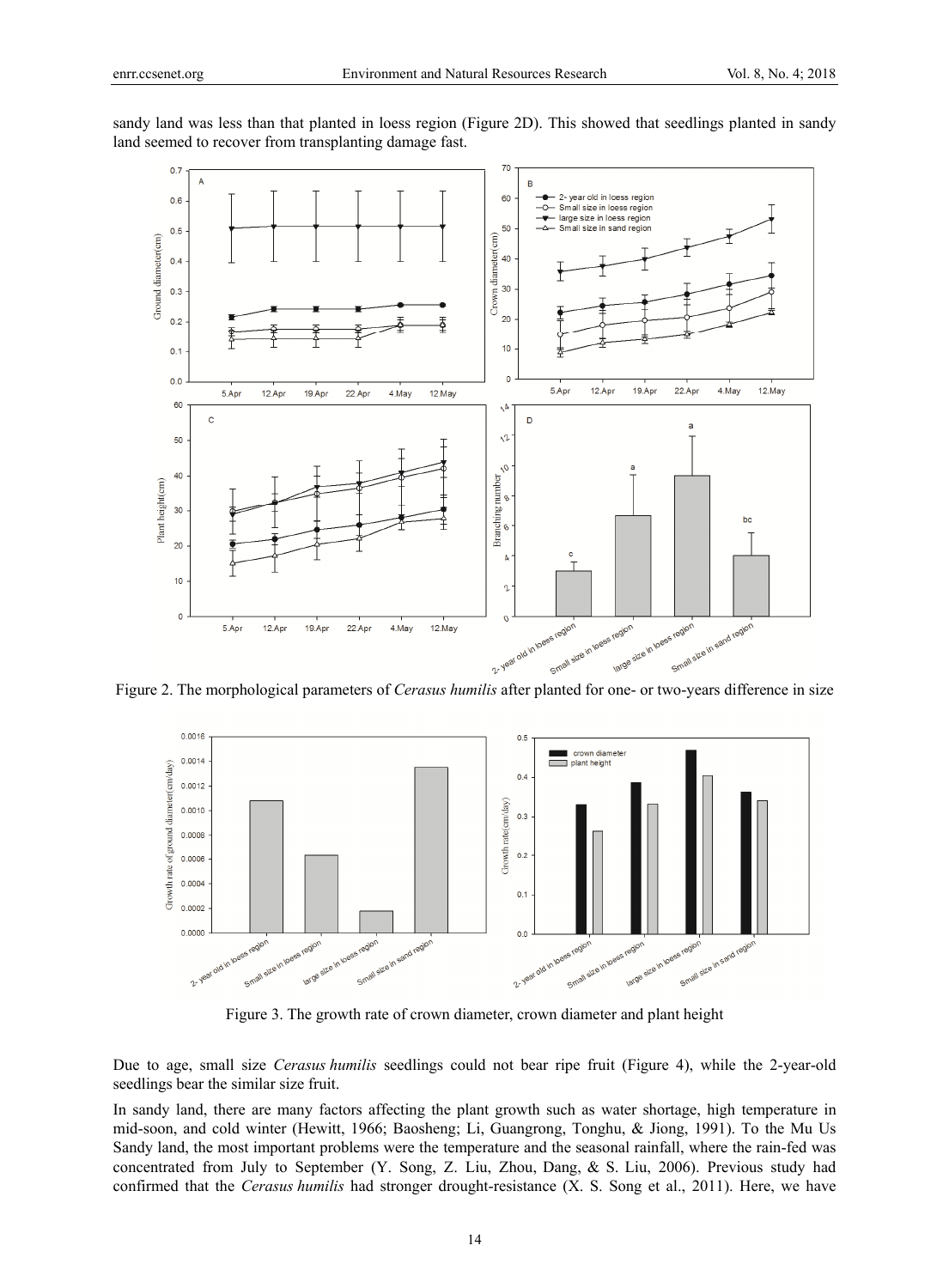sandy land was less than that planted in loess region (Figure 2D). This showed that seedlings planted in sandy land seemed to recover from transplanting damage fast.

Figure 2. The morphological parameters of *Cerasus humilis* after planted for one- or two-years difference in size

Figure 3. The growth rate of crown diameter, crown diameter and plant height

Due to age, small size *Cerasus humilis* seedlings could not bear ripe fruit (Figure 4), while the 2-year-old seedlings bear the similar size fruit.

In sandy land, there are many factors affecting the plant growth such as water shortage, high temperature in mid-soon, and cold winter (Hewitt, 1966; Baosheng; Li, Guangrong, Tonghu, & Jiong, 1991). To the Mu Us Sandy land, the most important problems were the temperature and the seasonal rainfall, where the rain-fed was concentrated from July to September (Y. Song, Z. Liu, Zhou, Dang, & S. Liu, 2006). Previous study had confirmed that the *Cerasus humilis* had stronger drought-resistance (X. S. Song et al., 2011). Here, we have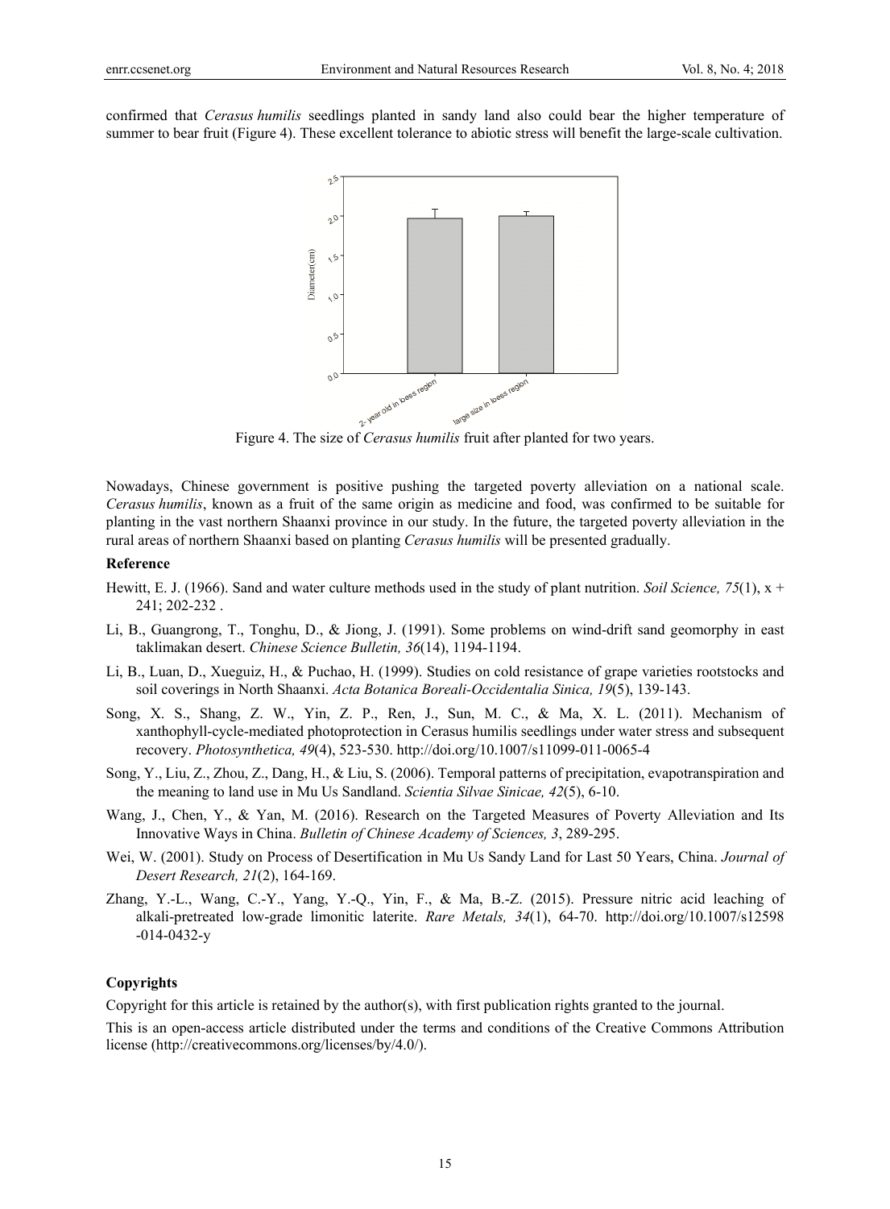confirmed that *Cerasus humilis* seedlings planted in sandy land also could bear the higher temperature of summer to bear fruit (Figure 4). These excellent tolerance to abiotic stress will benefit the large-scale cultivation.

Diameter(cm)

2.5
2.0
1.5
1.0
0.5
0.0

2- year old in loess region
large size in loess region

Figure 4. The size of *Cerasus humilis* fruit after planted for two years.

Nowadays, Chinese government is positive pushing the targeted poverty alleviation on a national scale. *Cerasus humilis*, known as a fruit of the same origin as medicine and food, was confirmed to be suitable for planting in the vast northern Shaanxi province in our study. In the future, the targeted poverty alleviation in the rural areas of northern Shaanxi based on planting *Cerasus humilis* will be presented gradually.

## Reference

Hewitt, E. J. (1966). Sand and water culture methods used in the study of plant nutrition. *Soil Science, 75*(1), x + 241; 202-232 .

Li, B., Guangrong, T., Tonghu, D., & Jiong, J. (1991). Some problems on wind-drift sand geomorphy in east taklimakan desert. *Chinese Science Bulletin, 36*(14), 1194-1194.

Li, B., Luan, D., Xueguiz, H., & Puchao, H. (1999). Studies on cold resistance of grape varieties rootstocks and soil coverings in North Shaanxi. *Acta Botanica Boreali-Occidentalia Sinica, 19*(5), 139-143.

Song, X. S., Shang, Z. W., Yin, Z. P., Ren, J., Sun, M. C., & Ma, X. L. (2011). Mechanism of xanthophyll-cycle-mediated photoprotection in Cerasus humilis seedlings under water stress and subsequent recovery. *Photosynthetica, 49*(4), 523-530. http://doi.org/10.1007/s11099-011-0065-4

Song, Y., Liu, Z., Zhou, Z., Dang, H., & Liu, S. (2006). Temporal patterns of precipitation, evapotranspiration and the meaning to land use in Mu Us Sandland. *Scientia Silvae Sinicae, 42*(5), 6-10.

Wang, J., Chen, Y., & Yan, M. (2016). Research on the Targeted Measures of Poverty Alleviation and Its Innovative Ways in China. *Bulletin of Chinese Academy of Sciences, 3*, 289-295.

Wei, W. (2001). Study on Process of Desertification in Mu Us Sandy Land for Last 50 Years, China. *Journal of Desert Research, 21*(2), 164-169.

Zhang, Y.-L., Wang, C.-Y., Yang, Y.-Q., Yin, F., & Ma, B.-Z. (2015). Pressure nitric acid leaching of alkali-pretreated low-grade limonitic laterite. *Rare Metals, 34*(1), 64-70. http://doi.org/10.1007/s12598-014-0432-y

## Copyrights

Copyright for this article is retained by the author(s), with first publication rights granted to the journal.

This is an open-access article distributed under the terms and conditions of the Creative Commons Attribution license (http://creativecommons.org/licenses/by/4.0/).